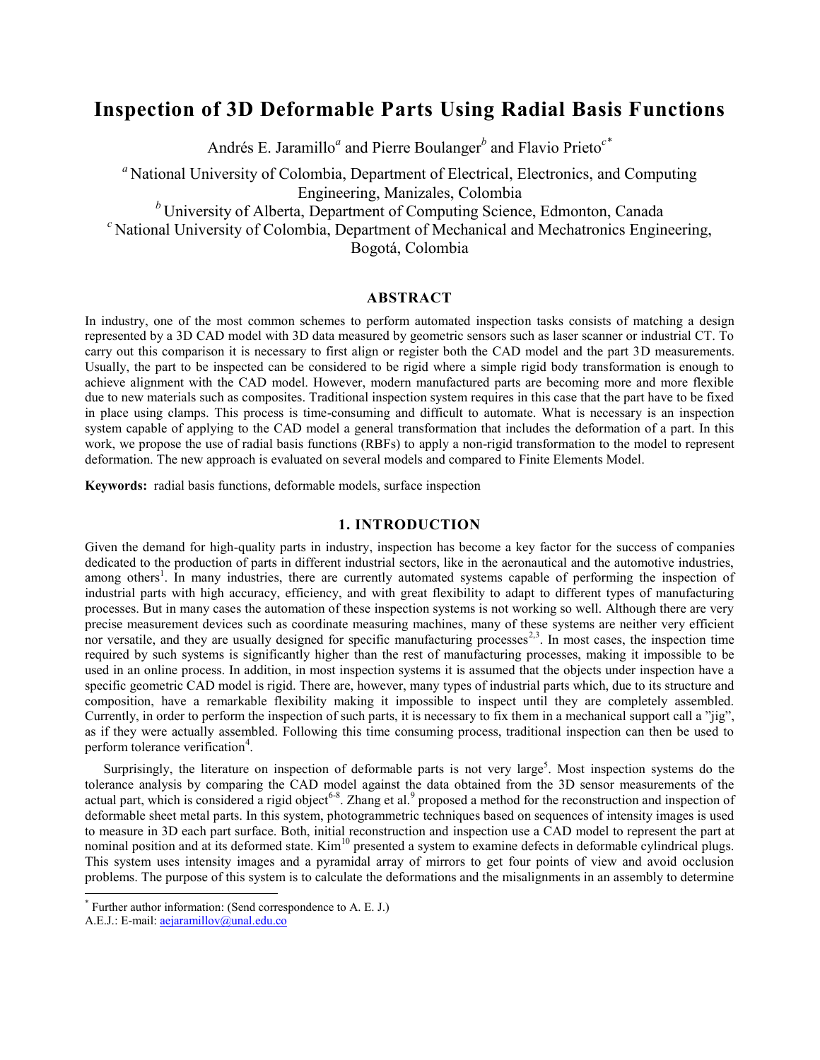# Inspection of 3D Deformable Parts Using Radial Basis Functions

Andrés E. Jaramillo[a] and Pierre Boulanger[b] and Flavio Prieto[c*]

[a] National University of Colombia, Department of Electrical, Electronics, and Computing Engineering, Manizales, Colombia

[b] University of Alberta, Department of Computing Science, Edmonton, Canada

[c] National University of Colombia, Department of Mechanical and Mechatronics Engineering, Bogotá, Colombia

## ABSTRACT

In industry, one of the most common schemes to perform automated inspection tasks consists of matching a design represented by a 3D CAD model with 3D data measured by geometric sensors such as laser scanner or industrial CT. To carry out this comparison it is necessary to first align or register both the CAD model and the part 3D measurements. Usually, the part to be inspected can be considered to be rigid where a simple rigid body transformation is enough to achieve alignment with the CAD model. However, modern manufactured parts are becoming more and more flexible due to new materials such as composites. Traditional inspection system requires in this case that the part have to be fixed in place using clamps. This process is time-consuming and difficult to automate. What is necessary is an inspection system capable of applying to the CAD model a general transformation that includes the deformation of a part. In this work, we propose the use of radial basis functions (RBFs) to apply a non-rigid transformation to the model to represent deformation. The new approach is evaluated on several models and compared to Finite Elements Model.

**Keywords:** radial basis functions, deformable models, surface inspection

## 1. INTRODUCTION

Given the demand for high-quality parts in industry, inspection has become a key factor for the success of companies dedicated to the production of parts in different industrial sectors, like in the aeronautical and the automotive industries, among others[1]. In many industries, there are currently automated systems capable of performing the inspection of industrial parts with high accuracy, efficiency, and with great flexibility to adapt to different types of manufacturing processes. But in many cases the automation of these inspection systems is not working so well. Although there are very precise measurement devices such as coordinate measuring machines, many of these systems are neither very efficient nor versatile, and they are usually designed for specific manufacturing processes[2,3]. In most cases, the inspection time required by such systems is significantly higher than the rest of manufacturing processes, making it impossible to be used in an online process. In addition, in most inspection systems it is assumed that the objects under inspection have a specific geometric CAD model is rigid. There are, however, many types of industrial parts which, due to its structure and composition, have a remarkable flexibility making it impossible to inspect until they are completely assembled. Currently, in order to perform the inspection of such parts, it is necessary to fix them in a mechanical support call a "jig", as if they were actually assembled. Following this time consuming process, traditional inspection can then be used to perform tolerance verification[4].

Surprisingly, the literature on inspection of deformable parts is not very large[5]. Most inspection systems do the tolerance analysis by comparing the CAD model against the data obtained from the 3D sensor measurements of the actual part, which is considered a rigid object[6-8]. Zhang et al.[9] proposed a method for the reconstruction and inspection of deformable sheet metal parts. In this system, photogrammetric techniques based on sequences of intensity images is used to measure in 3D each part surface. Both, initial reconstruction and inspection use a CAD model to represent the part at nominal position and at its deformed state. Kim[10] presented a system to examine defects in deformable cylindrical plugs. This system uses intensity images and a pyramidal array of mirrors to get four points of view and avoid occlusion problems. The purpose of this system is to calculate the deformations and the misalignments in an assembly to determine

---

[*] Further author information: (Send correspondence to A. E. J.)
A.E.J.: E-mail: aejaramillov@unal.edu.co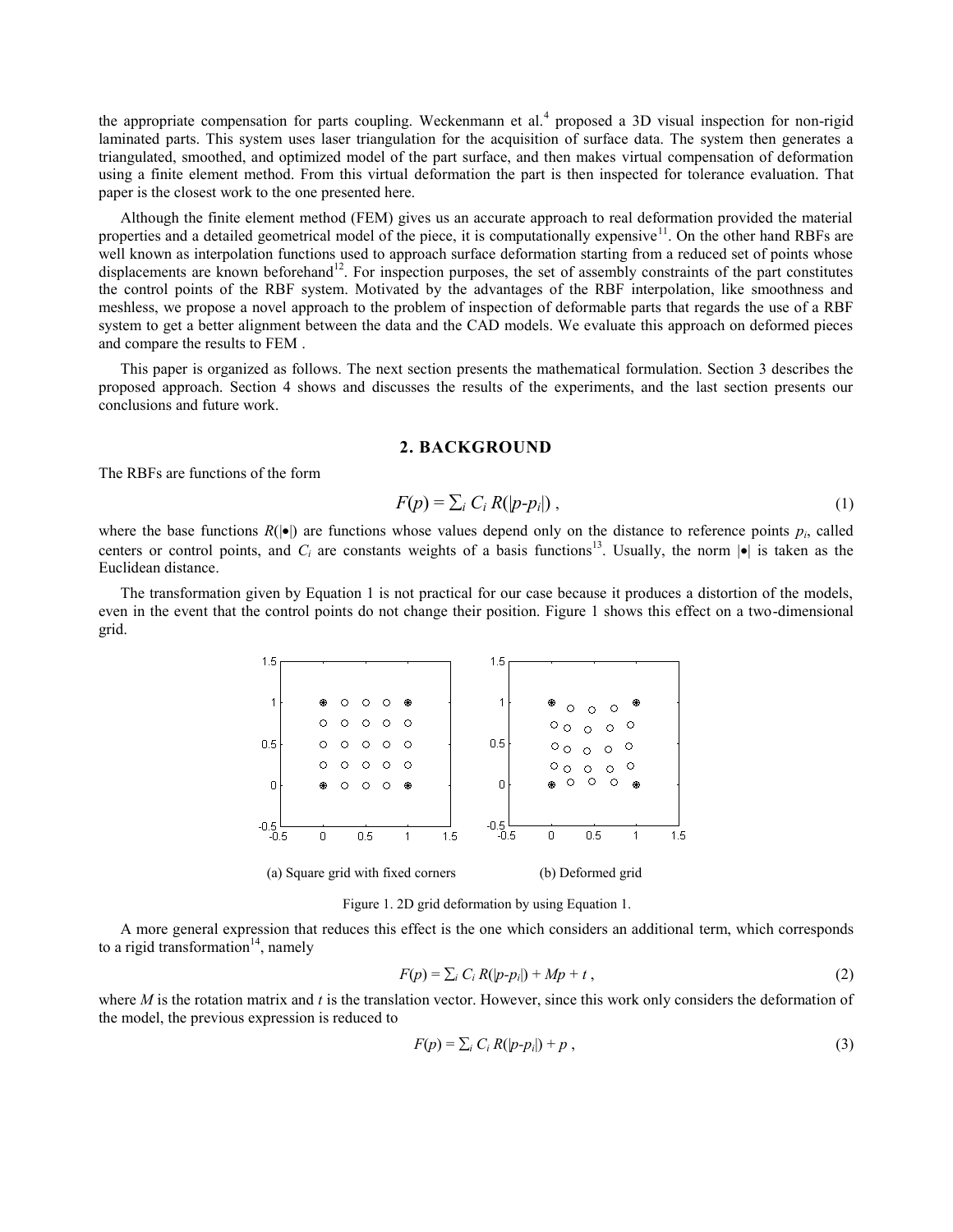the appropriate compensation for parts coupling. Weckenmann et al.[4] proposed a 3D visual inspection for non-rigid laminated parts. This system uses laser triangulation for the acquisition of surface data. The system then generates a triangulated, smoothed, and optimized model of the part surface, and then makes virtual compensation of deformation using a finite element method. From this virtual deformation the part is then inspected for tolerance evaluation. That paper is the closest work to the one presented here.

Although the finite element method (FEM) gives us an accurate approach to real deformation provided the material properties and a detailed geometrical model of the piece, it is computationally expensive[11]. On the other hand RBFs are well known as interpolation functions used to approach surface deformation starting from a reduced set of points whose displacements are known beforehand[12]. For inspection purposes, the set of assembly constraints of the part constitutes the control points of the RBF system. Motivated by the advantages of the RBF interpolation, like smoothness and meshless, we propose a novel approach to the problem of inspection of deformable parts that regards the use of a RBF system to get a better alignment between the data and the CAD models. We evaluate this approach on deformed pieces and compare the results to FEM .

This paper is organized as follows. The next section presents the mathematical formulation. Section 3 describes the proposed approach. Section 4 shows and discusses the results of the experiments, and the last section presents our conclusions and future work.

## 2. BACKGROUND

The RBFs are functions of the form

$$F(p) = \sum_i C_i \, R(|p-p_i|) \,, \tag{1}$$

where the base functions $R(|\bullet|)$ are functions whose values depend only on the distance to reference points $p_i$, called centers or control points, and $C_i$ are constants weights of a basis functions[13]. Usually, the norm $|\bullet|$ is taken as the Euclidean distance.

The transformation given by Equation 1 is not practical for our case because it produces a distortion of the models, even in the event that the control points do not change their position. Figure 1 shows this effect on a two-dimensional grid.

(a) Square grid with fixed corners (b) Deformed grid

Figure 1. 2D grid deformation by using Equation 1.

A more general expression that reduces this effect is the one which considers an additional term, which corresponds to a rigid transformation[14], namely

$$F(p) = \sum_i C_i \, R(|p-p_i|) + Mp + t \,, \tag{2}$$

where $M$ is the rotation matrix and $t$ is the translation vector. However, since this work only considers the deformation of the model, the previous expression is reduced to

$$F(p) = \sum_i C_i \, R(|p-p_i|) + p \,, \tag{3}$$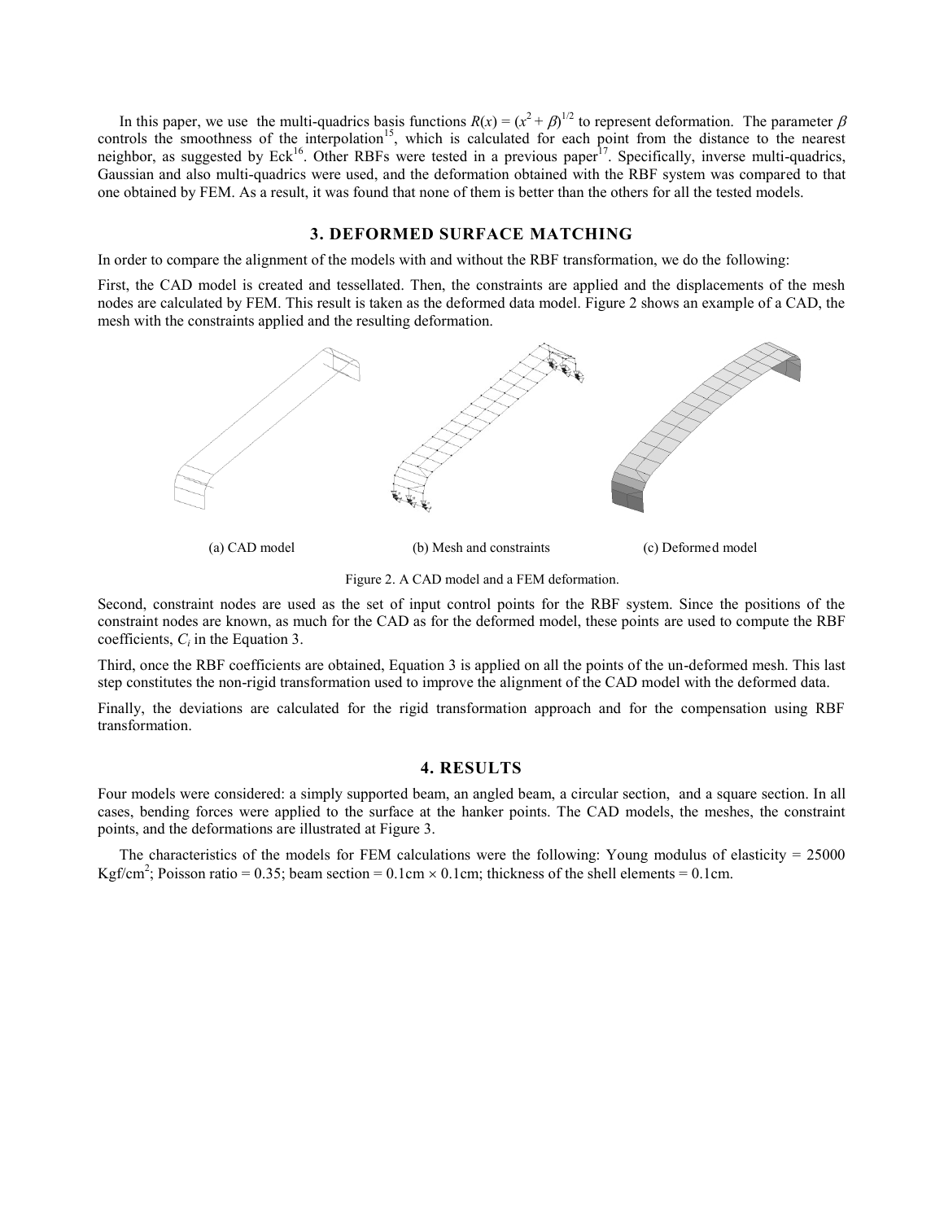In this paper, we use the multi-quadrics basis functions $R(x) = (x^2 + \beta)^{1/2}$ to represent deformation. The parameter $\beta$ controls the smoothness of the interpolation[15], which is calculated for each point from the distance to the nearest neighbor, as suggested by Eck[16]. Other RBFs were tested in a previous paper[17]. Specifically, inverse multi-quadrics, Gaussian and also multi-quadrics were used, and the deformation obtained with the RBF system was compared to that one obtained by FEM. As a result, it was found that none of them is better than the others for all the tested models.

## 3. DEFORMED SURFACE MATCHING

In order to compare the alignment of the models with and without the RBF transformation, we do the following:

First, the CAD model is created and tessellated. Then, the constraints are applied and the displacements of the mesh nodes are calculated by FEM. This result is taken as the deformed data model. Figure 2 shows an example of a CAD, the mesh with the constraints applied and the resulting deformation.

(a) CAD model (b) Mesh and constraints (c) Deformed model

Figure 2. A CAD model and a FEM deformation.

Second, constraint nodes are used as the set of input control points for the RBF system. Since the positions of the constraint nodes are known, as much for the CAD as for the deformed model, these points are used to compute the RBF coefficients, $C_i$ in the Equation 3.

Third, once the RBF coefficients are obtained, Equation 3 is applied on all the points of the un-deformed mesh. This last step constitutes the non-rigid transformation used to improve the alignment of the CAD model with the deformed data.

Finally, the deviations are calculated for the rigid transformation approach and for the compensation using RBF transformation.

## 4. RESULTS

Four models were considered: a simply supported beam, an angled beam, a circular section, and a square section. In all cases, bending forces were applied to the surface at the hanker points. The CAD models, the meshes, the constraint points, and the deformations are illustrated at Figure 3.

The characteristics of the models for FEM calculations were the following: Young modulus of elasticity = 25000 Kgf/cm$^2$; Poisson ratio = 0.35; beam section = 0.1cm $\times$ 0.1cm; thickness of the shell elements = 0.1cm.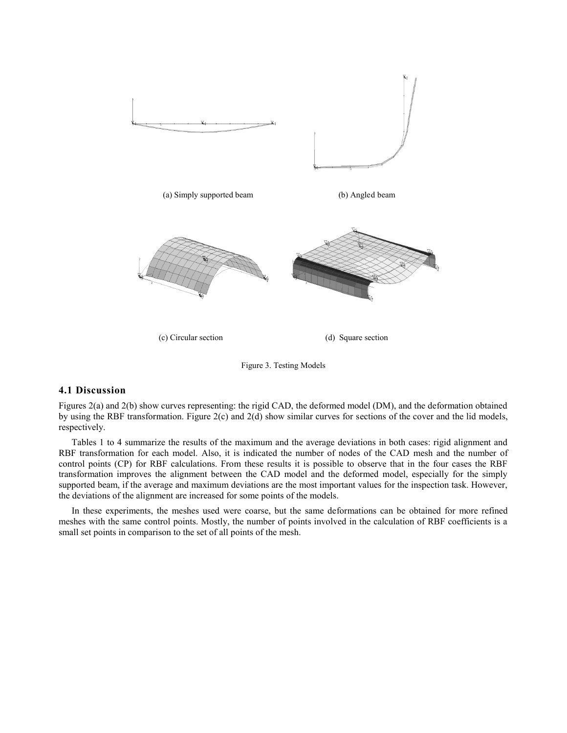(a) Simply supported beam

(b) Angled beam

(c) Circular section

(d) Square section

Figure 3. Testing Models

### 4.1 Discussion

Figures 2(a) and 2(b) show curves representing: the rigid CAD, the deformed model (DM), and the deformation obtained by using the RBF transformation. Figure 2(c) and 2(d) show similar curves for sections of the cover and the lid models, respectively.

Tables 1 to 4 summarize the results of the maximum and the average deviations in both cases: rigid alignment and RBF transformation for each model. Also, it is indicated the number of nodes of the CAD mesh and the number of control points (CP) for RBF calculations. From these results it is possible to observe that in the four cases the RBF transformation improves the alignment between the CAD model and the deformed model, especially for the simply supported beam, if the average and maximum deviations are the most important values for the inspection task. However, the deviations of the alignment are increased for some points of the models.

In these experiments, the meshes used were coarse, but the same deformations can be obtained for more refined meshes with the same control points. Mostly, the number of points involved in the calculation of RBF coefficients is a small set points in comparison to the set of all points of the mesh.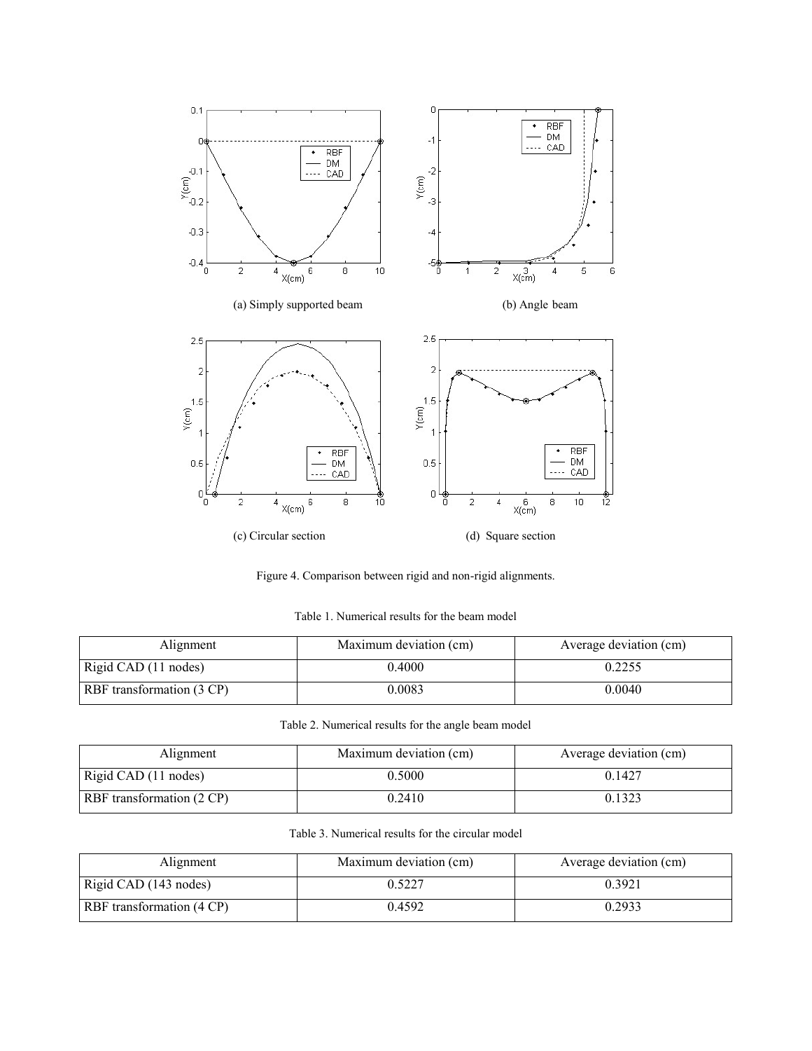(a) Simply supported beam

(b) Angle beam

(c) Circular section

(d) Square section

Figure 4. Comparison between rigid and non-rigid alignments.

Table 1. Numerical results for the beam model

| Alignment | Maximum deviation (cm) | Average deviation (cm) |
|---|---|---|
| Rigid CAD (11 nodes) | 0.4000 | 0.2255 |
| RBF transformation (3 CP) | 0.0083 | 0.0040 |

Table 2. Numerical results for the angle beam model

| Alignment | Maximum deviation (cm) | Average deviation (cm) |
|---|---|---|
| Rigid CAD (11 nodes) | 0.5000 | 0.1427 |
| RBF transformation (2 CP) | 0.2410 | 0.1323 |

Table 3. Numerical results for the circular model

| Alignment | Maximum deviation (cm) | Average deviation (cm) |
|---|---|---|
| Rigid CAD (143 nodes) | 0.5227 | 0.3921 |
| RBF transformation (4 CP) | 0.4592 | 0.2933 |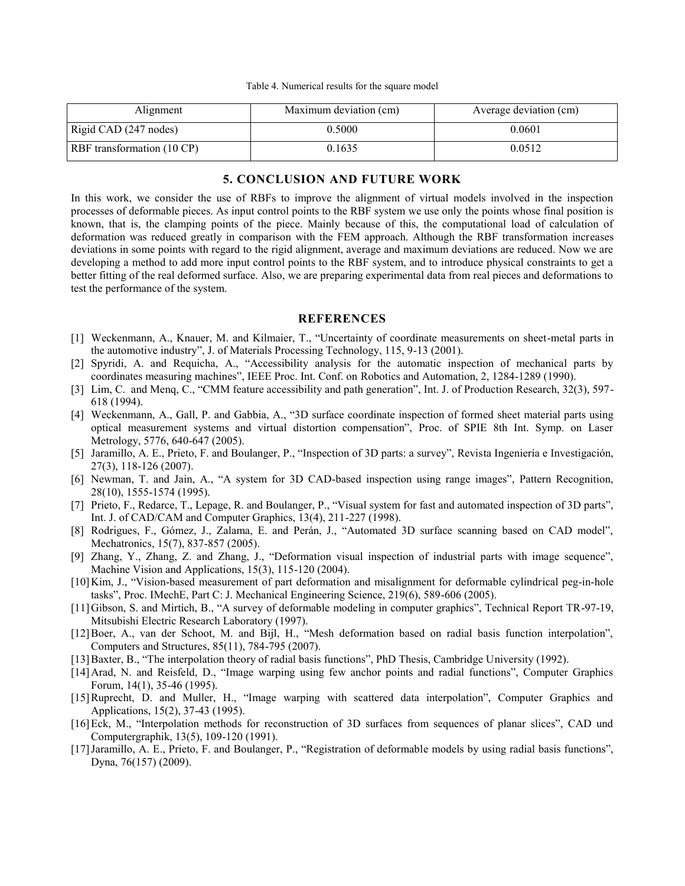Table 4. Numerical results for the square model

| Alignment | Maximum deviation (cm) | Average deviation (cm) |
|---|---|---|
| Rigid CAD (247 nodes) | 0.5000 | 0.0601 |
| RBF transformation (10 CP) | 0.1635 | 0.0512 |

## 5. CONCLUSION AND FUTURE WORK

In this work, we consider the use of RBFs to improve the alignment of virtual models involved in the inspection processes of deformable pieces. As input control points to the RBF system we use only the points whose final position is known, that is, the clamping points of the piece. Mainly because of this, the computational load of calculation of deformation was reduced greatly in comparison with the FEM approach. Although the RBF transformation increases deviations in some points with regard to the rigid alignment, average and maximum deviations are reduced. Now we are developing a method to add more input control points to the RBF system, and to introduce physical constraints to get a better fitting of the real deformed surface. Also, we are preparing experimental data from real pieces and deformations to test the performance of the system.

## REFERENCES

[1] Weckenmann, A., Knauer, M. and Kilmaier, T., "Uncertainty of coordinate measurements on sheet-metal parts in the automotive industry", J. of Materials Processing Technology, 115, 9-13 (2001).

[2] Spyridi, A. and Requicha, A., "Accessibility analysis for the automatic inspection of mechanical parts by coordinates measuring machines", IEEE Proc. Int. Conf. on Robotics and Automation, 2, 1284-1289 (1990).

[3] Lim, C. and Menq, C., "CMM feature accessibility and path generation", Int. J. of Production Research, 32(3), 597-618 (1994).

[4] Weckenmann, A., Gall, P. and Gabbia, A., "3D surface coordinate inspection of formed sheet material parts using optical measurement systems and virtual distortion compensation", Proc. of SPIE 8th Int. Symp. on Laser Metrology, 5776, 640-647 (2005).

[5] Jaramillo, A. E., Prieto, F. and Boulanger, P., "Inspection of 3D parts: a survey", Revista Ingeniería e Investigación, 27(3), 118-126 (2007).

[6] Newman, T. and Jain, A., "A system for 3D CAD-based inspection using range images", Pattern Recognition, 28(10), 1555-1574 (1995).

[7] Prieto, F., Redarce, T., Lepage, R. and Boulanger, P., "Visual system for fast and automated inspection of 3D parts", Int. J. of CAD/CAM and Computer Graphics, 13(4), 211-227 (1998).

[8] Rodrigues, F., Gómez, J., Zalama, E. and Perán, J., "Automated 3D surface scanning based on CAD model", Mechatronics, 15(7), 837-857 (2005).

[9] Zhang, Y., Zhang, Z. and Zhang, J., "Deformation visual inspection of industrial parts with image sequence", Machine Vision and Applications, 15(3), 115-120 (2004).

[10] Kim, J., "Vision-based measurement of part deformation and misalignment for deformable cylindrical peg-in-hole tasks", Proc. IMechE, Part C: J. Mechanical Engineering Science, 219(6), 589-606 (2005).

[11] Gibson, S. and Mirtich, B., "A survey of deformable modeling in computer graphics", Technical Report TR-97-19, Mitsubishi Electric Research Laboratory (1997).

[12] Boer, A., van der Schoot, M. and Bijl, H., "Mesh deformation based on radial basis function interpolation", Computers and Structures, 85(11), 784-795 (2007).

[13] Baxter, B., "The interpolation theory of radial basis functions", PhD Thesis, Cambridge University (1992).

[14] Arad, N. and Reisfeld, D., "Image warping using few anchor points and radial functions", Computer Graphics Forum, 14(1), 35-46 (1995).

[15] Ruprecht, D. and Muller, H., "Image warping with scattered data interpolation", Computer Graphics and Applications, 15(2), 37-43 (1995).

[16] Eck, M., "Interpolation methods for reconstruction of 3D surfaces from sequences of planar slices", CAD und Computergraphik, 13(5), 109-120 (1991).

[17] Jaramillo, A. E., Prieto, F. and Boulanger, P., "Registration of deformable models by using radial basis functions", Dyna, 76(157) (2009).